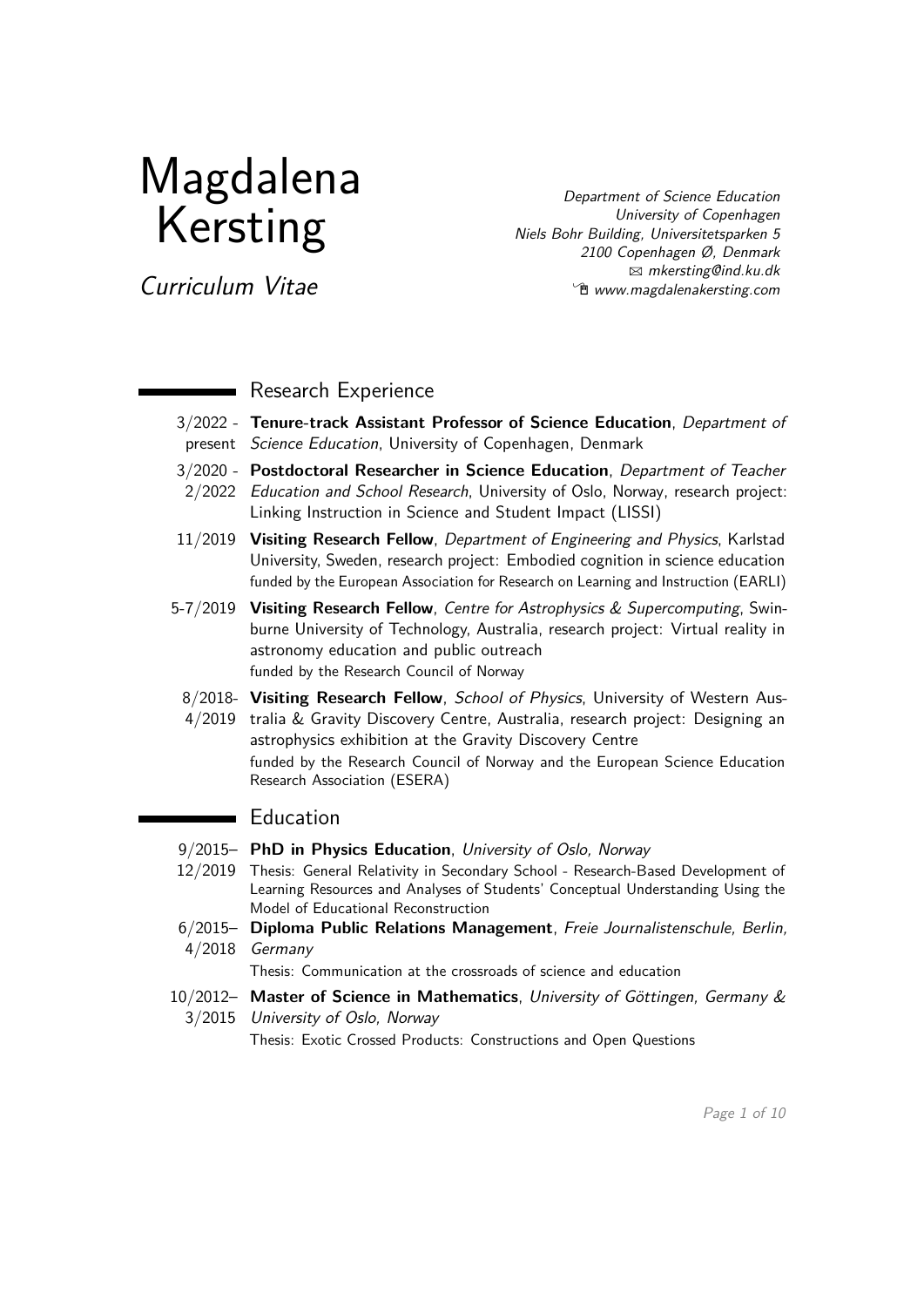# Magdalena Kersting

*Curriculum Vitae*

*Department of Science Education*
*University of Copenhagen*
*Niels Bohr Building, Universitetsparken 5*
*2100 Copenhagen Ø, Denmark*
*mkersting@ind.ku.dk*
*www.magdalenakersting.com*

## Research Experience

3/2022 - present **Tenure-track Assistant Professor of Science Education**, *Department of Science Education*, University of Copenhagen, Denmark

3/2020 - 2/2022 **Postdoctoral Researcher in Science Education**, *Department of Teacher Education and School Research*, University of Oslo, Norway, research project: Linking Instruction in Science and Student Impact (LISSI)

11/2019 **Visiting Research Fellow**, *Department of Engineering and Physics*, Karlstad University, Sweden, research project: Embodied cognition in science education
funded by the European Association for Research on Learning and Instruction (EARLI)

5-7/2019 **Visiting Research Fellow**, *Centre for Astrophysics & Supercomputing*, Swinburne University of Technology, Australia, research project: Virtual reality in astronomy education and public outreach
funded by the Research Council of Norway

8/2018- 4/2019 **Visiting Research Fellow**, *School of Physics*, University of Western Australia & Gravity Discovery Centre, Australia, research project: Designing an astrophysics exhibition at the Gravity Discovery Centre
funded by the Research Council of Norway and the European Science Education Research Association (ESERA)

## Education

9/2015– 12/2019 **PhD in Physics Education**, *University of Oslo, Norway*
Thesis: General Relativity in Secondary School - Research-Based Development of Learning Resources and Analyses of Students' Conceptual Understanding Using the Model of Educational Reconstruction

6/2015– 4/2018 **Diploma Public Relations Management**, *Freie Journalistenschule, Berlin, Germany*
Thesis: Communication at the crossroads of science and education

10/2012– 3/2015 **Master of Science in Mathematics**, *University of Göttingen, Germany & University of Oslo, Norway*
Thesis: Exotic Crossed Products: Constructions and Open Questions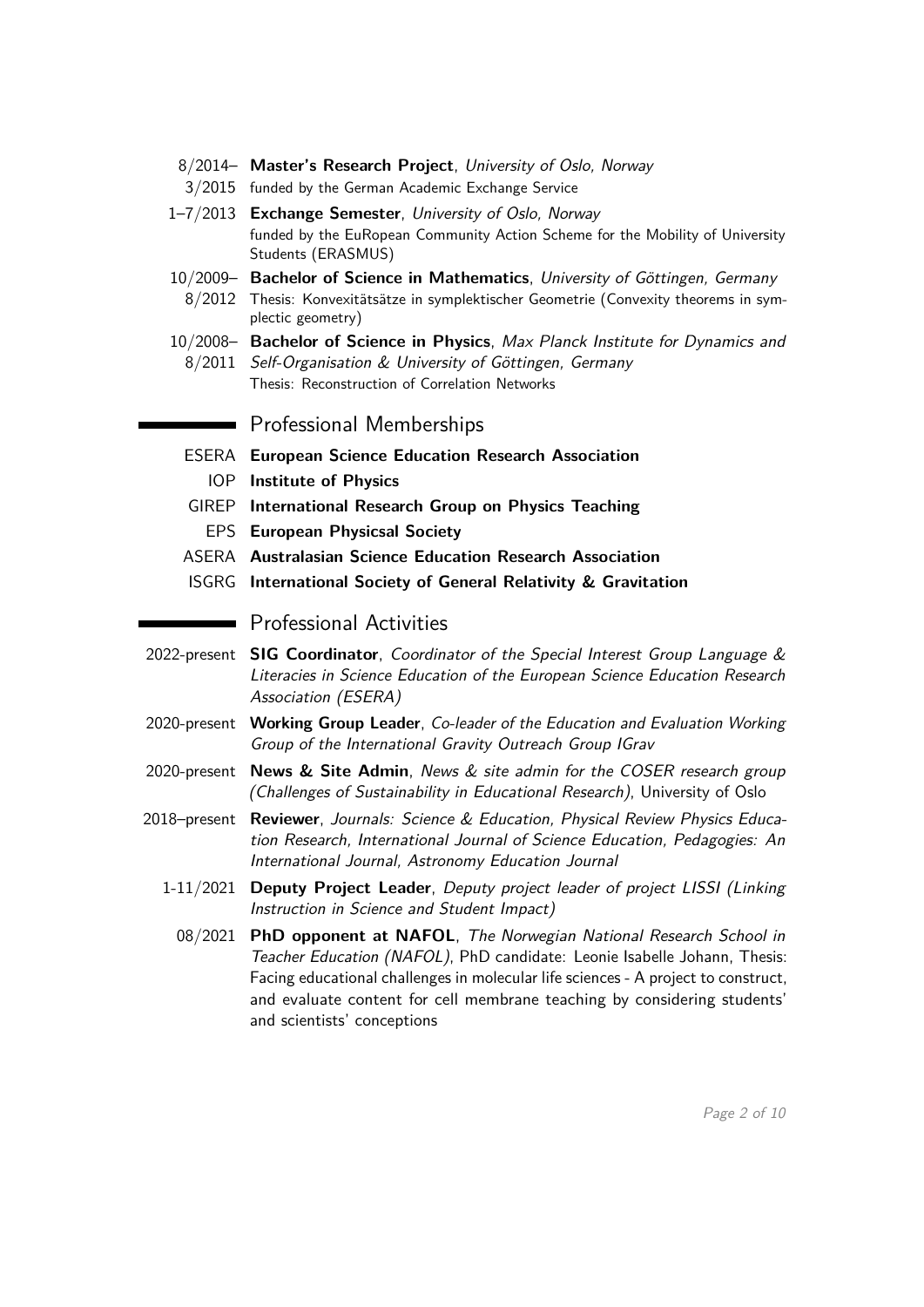8/2014– 3/2015 **Master's Research Project**, *University of Oslo, Norway*
funded by the German Academic Exchange Service

1–7/2013 **Exchange Semester**, *University of Oslo, Norway*
funded by the EuRopean Community Action Scheme for the Mobility of University Students (ERASMUS)

10/2009– 8/2012 **Bachelor of Science in Mathematics**, *University of Göttingen, Germany*
Thesis: Konvexitätsätze in symplektischer Geometrie (Convexity theorems in symplectic geometry)

10/2008– 8/2011 **Bachelor of Science in Physics**, *Max Planck Institute for Dynamics and Self-Organisation & University of Göttingen, Germany*
Thesis: Reconstruction of Correlation Networks

## Professional Memberships

- ESERA **European Science Education Research Association**
- IOP **Institute of Physics**
- GIREP **International Research Group on Physics Teaching**
- EPS **European Physicsal Society**
- ASERA **Australasian Science Education Research Association**
- ISGRG **International Society of General Relativity & Gravitation**

## Professional Activities

2022-present **SIG Coordinator**, *Coordinator of the Special Interest Group Language & Literacies in Science Education of the European Science Education Research Association (ESERA)*

2020-present **Working Group Leader**, *Co-leader of the Education and Evaluation Working Group of the International Gravity Outreach Group IGrav*

2020-present **News & Site Admin**, *News & site admin for the COSER research group (Challenges of Sustainability in Educational Research)*, University of Oslo

2018–present **Reviewer**, *Journals: Science & Education, Physical Review Physics Education Research, International Journal of Science Education, Pedagogies: An International Journal, Astronomy Education Journal*

1-11/2021 **Deputy Project Leader**, *Deputy project leader of project LISSI (Linking Instruction in Science and Student Impact)*

08/2021 **PhD opponent at NAFOL**, *The Norwegian National Research School in Teacher Education (NAFOL)*, PhD candidate: Leonie Isabelle Johann, Thesis: Facing educational challenges in molecular life sciences - A project to construct, and evaluate content for cell membrane teaching by considering students' and scientists' conceptions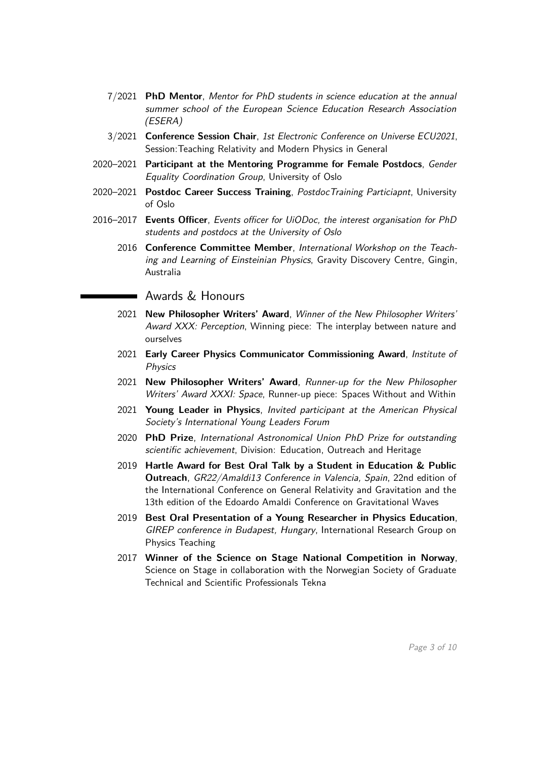- 7/2021 **PhD Mentor**, *Mentor for PhD students in science education at the annual summer school of the European Science Education Research Association (ESERA)*
- 3/2021 **Conference Session Chair**, *1st Electronic Conference on Universe ECU2021*, Session:Teaching Relativity and Modern Physics in General
- 2020–2021 **Participant at the Mentoring Programme for Female Postdocs**, *Gender Equality Coordination Group*, University of Oslo
- 2020–2021 **Postdoc Career Success Training**, *PostdocTraining Particiapnt*, University of Oslo
- 2016–2017 **Events Officer**, *Events officer for UiODoc, the interest organisation for PhD students and postdocs at the University of Oslo*
- 2016 **Conference Committee Member**, *International Workshop on the Teaching and Learning of Einsteinian Physics*, Gravity Discovery Centre, Gingin, Australia

## Awards & Honours

- 2021 **New Philosopher Writers' Award**, *Winner of the New Philosopher Writers' Award XXX: Perception*, Winning piece: The interplay between nature and ourselves
- 2021 **Early Career Physics Communicator Commissioning Award**, *Institute of Physics*
- 2021 **New Philosopher Writers' Award**, *Runner-up for the New Philosopher Writers' Award XXXI: Space*, Runner-up piece: Spaces Without and Within
- 2021 **Young Leader in Physics**, *Invited participant at the American Physical Society's International Young Leaders Forum*
- 2020 **PhD Prize**, *International Astronomical Union PhD Prize for outstanding scientific achievement*, Division: Education, Outreach and Heritage
- 2019 **Hartle Award for Best Oral Talk by a Student in Education & Public Outreach**, *GR22/Amaldi13 Conference in Valencia, Spain*, 22nd edition of the International Conference on General Relativity and Gravitation and the 13th edition of the Edoardo Amaldi Conference on Gravitational Waves
- 2019 **Best Oral Presentation of a Young Researcher in Physics Education**, *GIREP conference in Budapest, Hungary*, International Research Group on Physics Teaching
- 2017 **Winner of the Science on Stage National Competition in Norway**, Science on Stage in collaboration with the Norwegian Society of Graduate Technical and Scientific Professionals Tekna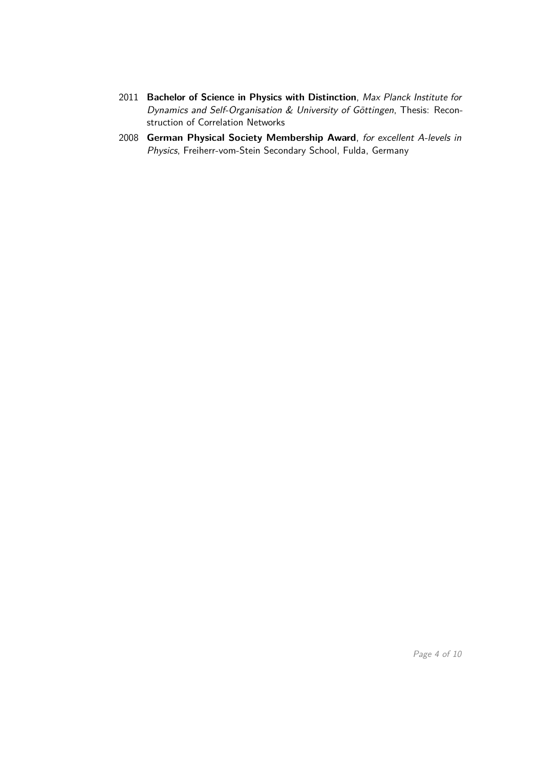2011 **Bachelor of Science in Physics with Distinction**, *Max Planck Institute for Dynamics and Self-Organisation & University of Göttingen*, Thesis: Reconstruction of Correlation Networks

2008 **German Physical Society Membership Award**, *for excellent A-levels in Physics*, Freiherr-vom-Stein Secondary School, Fulda, Germany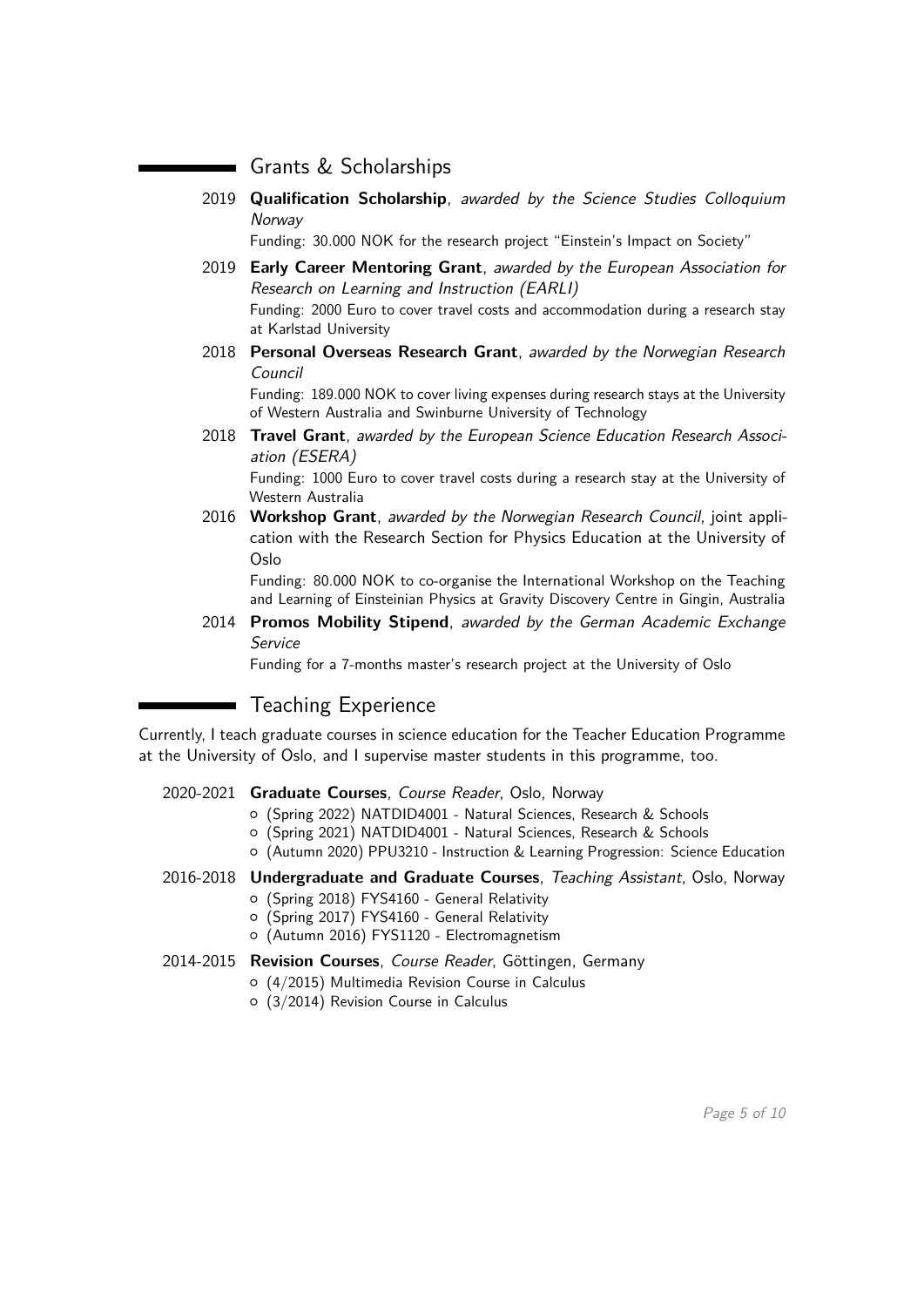## Grants & Scholarships

2019 **Qualification Scholarship**, *awarded by the Science Studies Colloquium Norway*
Funding: 30.000 NOK for the research project "Einstein's Impact on Society"

2019 **Early Career Mentoring Grant**, *awarded by the European Association for Research on Learning and Instruction (EARLI)*
Funding: 2000 Euro to cover travel costs and accommodation during a research stay at Karlstad University

2018 **Personal Overseas Research Grant**, *awarded by the Norwegian Research Council*
Funding: 189.000 NOK to cover living expenses during research stays at the University of Western Australia and Swinburne University of Technology

2018 **Travel Grant**, *awarded by the European Science Education Research Association (ESERA)*
Funding: 1000 Euro to cover travel costs during a research stay at the University of Western Australia

2016 **Workshop Grant**, *awarded by the Norwegian Research Council*, joint application with the Research Section for Physics Education at the University of Oslo
Funding: 80.000 NOK to co-organise the International Workshop on the Teaching and Learning of Einsteinian Physics at Gravity Discovery Centre in Gingin, Australia

2014 **Promos Mobility Stipend**, *awarded by the German Academic Exchange Service*
Funding for a 7-months master's research project at the University of Oslo

## Teaching Experience

Currently, I teach graduate courses in science education for the Teacher Education Programme at the University of Oslo, and I supervise master students in this programme, too.

2020-2021 **Graduate Courses**, *Course Reader*, Oslo, Norway
- (Spring 2022) NATDID4001 - Natural Sciences, Research & Schools
- (Spring 2021) NATDID4001 - Natural Sciences, Research & Schools
- (Autumn 2020) PPU3210 - Instruction & Learning Progression: Science Education

2016-2018 **Undergraduate and Graduate Courses**, *Teaching Assistant*, Oslo, Norway
- (Spring 2018) FYS4160 - General Relativity
- (Spring 2017) FYS4160 - General Relativity
- (Autumn 2016) FYS1120 - Electromagnetism

2014-2015 **Revision Courses**, *Course Reader*, Göttingen, Germany
- (4/2015) Multimedia Revision Course in Calculus
- (3/2014) Revision Course in Calculus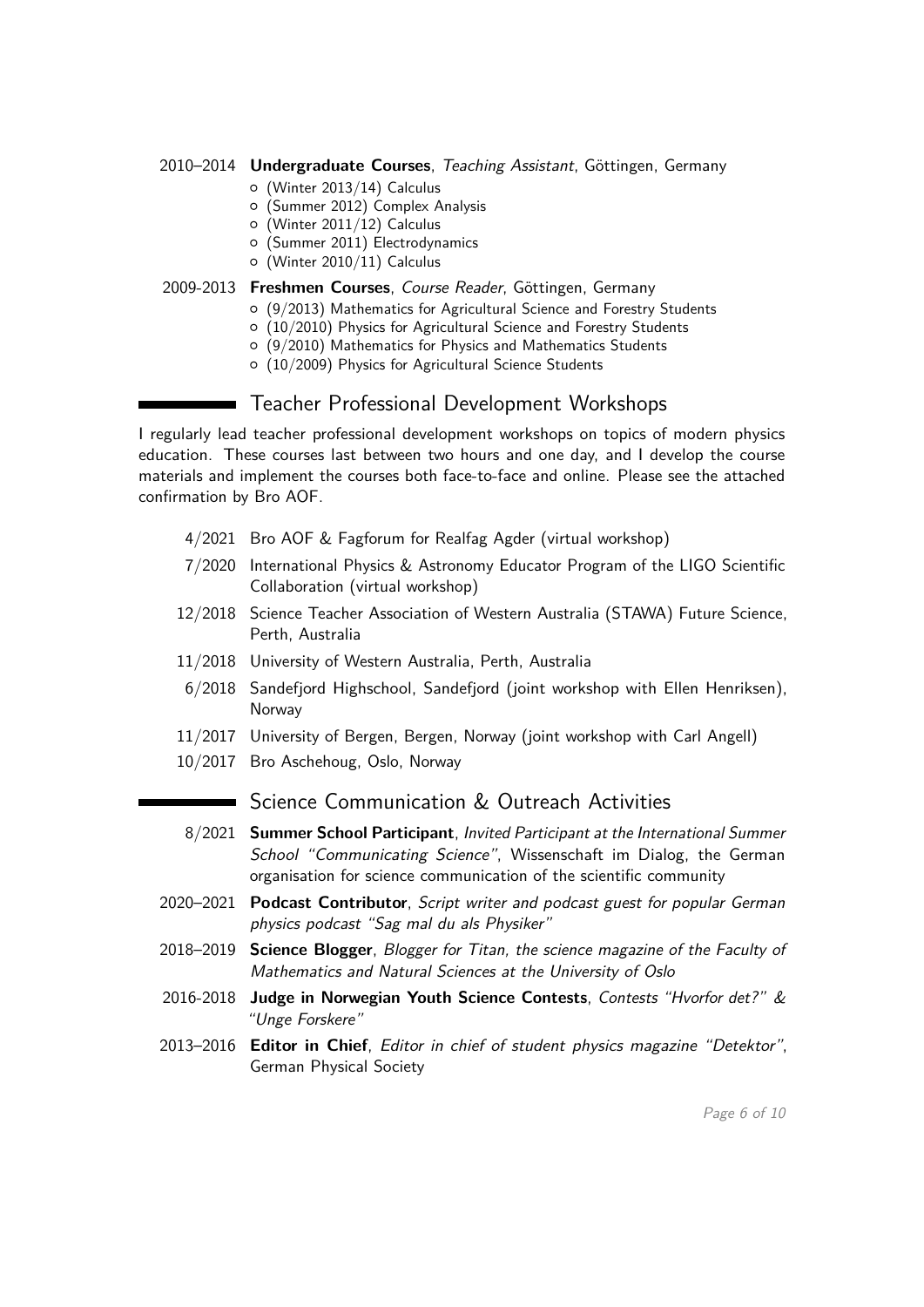2010–2014 **Undergraduate Courses**, *Teaching Assistant*, Göttingen, Germany

- (Winter 2013/14) Calculus
- (Summer 2012) Complex Analysis
- (Winter 2011/12) Calculus
- (Summer 2011) Electrodynamics
- (Winter 2010/11) Calculus

2009-2013 **Freshmen Courses**, *Course Reader*, Göttingen, Germany

- (9/2013) Mathematics for Agricultural Science and Forestry Students
- (10/2010) Physics for Agricultural Science and Forestry Students
- (9/2010) Mathematics for Physics and Mathematics Students
- (10/2009) Physics for Agricultural Science Students

## Teacher Professional Development Workshops

I regularly lead teacher professional development workshops on topics of modern physics education. These courses last between two hours and one day, and I develop the course materials and implement the courses both face-to-face and online. Please see the attached confirmation by Bro AOF.

- 4/2021 Bro AOF & Fagforum for Realfag Agder (virtual workshop)
- 7/2020 International Physics & Astronomy Educator Program of the LIGO Scientific Collaboration (virtual workshop)
- 12/2018 Science Teacher Association of Western Australia (STAWA) Future Science, Perth, Australia
- 11/2018 University of Western Australia, Perth, Australia
- 6/2018 Sandefjord Highschool, Sandefjord (joint workshop with Ellen Henriksen), Norway
- 11/2017 University of Bergen, Bergen, Norway (joint workshop with Carl Angell)
- 10/2017 Bro Aschehoug, Oslo, Norway

## Science Communication & Outreach Activities

- 8/2021 **Summer School Participant**, *Invited Participant at the International Summer School "Communicating Science"*, Wissenschaft im Dialog, the German organisation for science communication of the scientific community
- 2020–2021 **Podcast Contributor**, *Script writer and podcast guest for popular German physics podcast "Sag mal du als Physiker"*
- 2018–2019 **Science Blogger**, *Blogger for Titan, the science magazine of the Faculty of Mathematics and Natural Sciences at the University of Oslo*
- 2016-2018 **Judge in Norwegian Youth Science Contests**, *Contests "Hvorfor det?" & "Unge Forskere"*
- 2013–2016 **Editor in Chief**, *Editor in chief of student physics magazine "Detektor"*, German Physical Society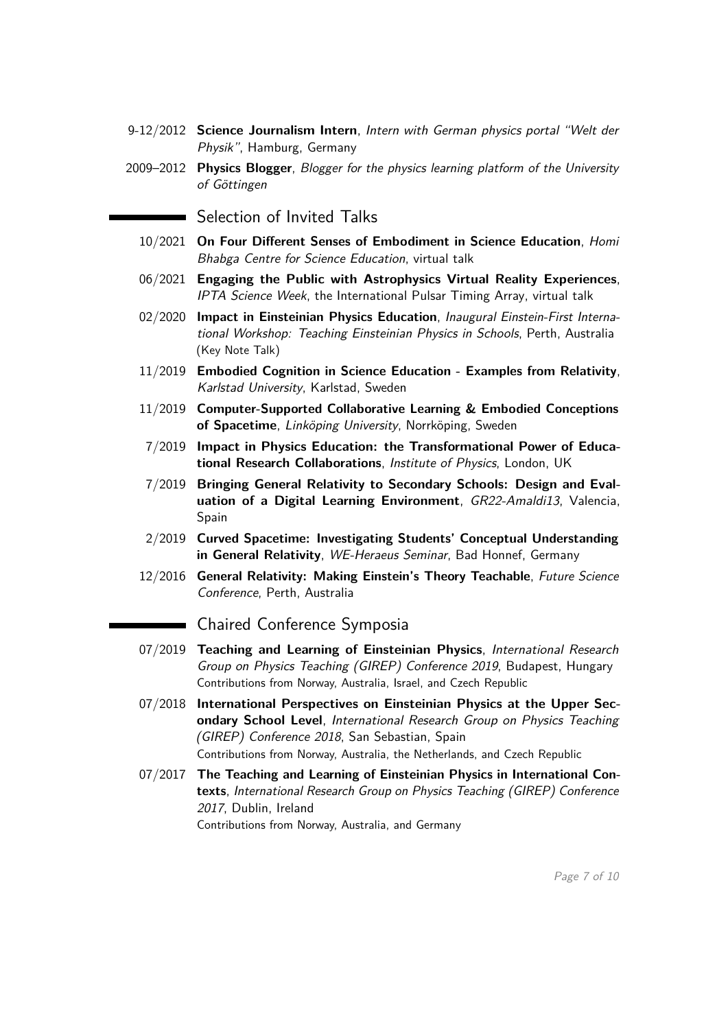- 9-12/2012 **Science Journalism Intern**, *Intern with German physics portal "Welt der Physik"*, Hamburg, Germany
- 2009–2012 **Physics Blogger**, *Blogger for the physics learning platform of the University of Göttingen*

## Selection of Invited Talks

- 10/2021 **On Four Different Senses of Embodiment in Science Education**, *Homi Bhabga Centre for Science Education*, virtual talk
- 06/2021 **Engaging the Public with Astrophysics Virtual Reality Experiences**, *IPTA Science Week*, the International Pulsar Timing Array, virtual talk
- 02/2020 **Impact in Einsteinian Physics Education**, *Inaugural Einstein-First International Workshop: Teaching Einsteinian Physics in Schools*, Perth, Australia (Key Note Talk)
- 11/2019 **Embodied Cognition in Science Education - Examples from Relativity**, *Karlstad University*, Karlstad, Sweden
- 11/2019 **Computer-Supported Collaborative Learning & Embodied Conceptions of Spacetime**, *Linköping University*, Norrköping, Sweden
- 7/2019 **Impact in Physics Education: the Transformational Power of Educational Research Collaborations**, *Institute of Physics*, London, UK
- 7/2019 **Bringing General Relativity to Secondary Schools: Design and Evaluation of a Digital Learning Environment**, *GR22-Amaldi13*, Valencia, Spain
- 2/2019 **Curved Spacetime: Investigating Students' Conceptual Understanding in General Relativity**, *WE-Heraeus Seminar*, Bad Honnef, Germany
- 12/2016 **General Relativity: Making Einstein's Theory Teachable**, *Future Science Conference*, Perth, Australia

## Chaired Conference Symposia

- 07/2019 **Teaching and Learning of Einsteinian Physics**, *International Research Group on Physics Teaching (GIREP) Conference 2019*, Budapest, Hungary
  Contributions from Norway, Australia, Israel, and Czech Republic
- 07/2018 **International Perspectives on Einsteinian Physics at the Upper Secondary School Level**, *International Research Group on Physics Teaching (GIREP) Conference 2018*, San Sebastian, Spain
  Contributions from Norway, Australia, the Netherlands, and Czech Republic
- 07/2017 **The Teaching and Learning of Einsteinian Physics in International Contexts**, *International Research Group on Physics Teaching (GIREP) Conference 2017*, Dublin, Ireland
  Contributions from Norway, Australia, and Germany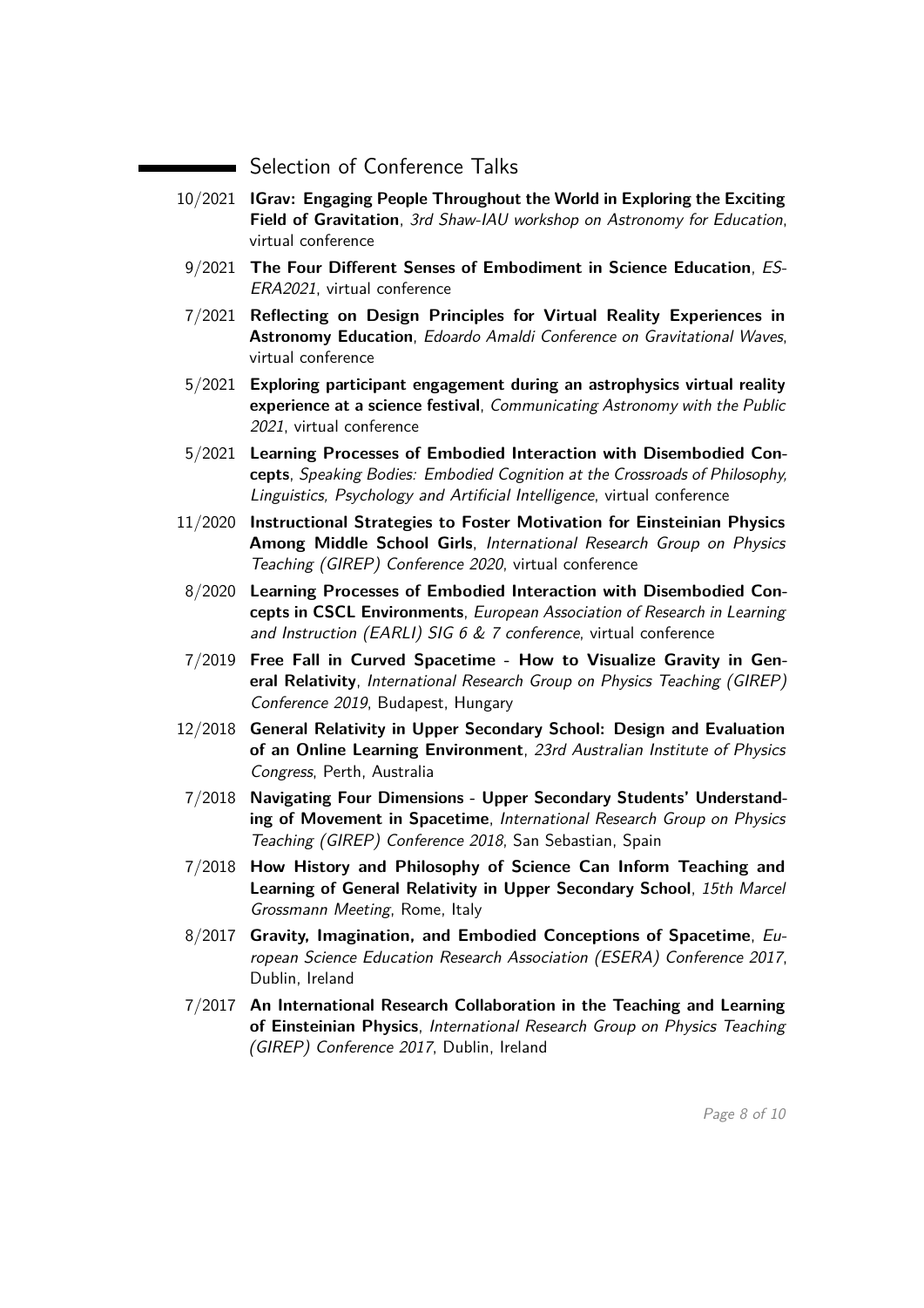## Selection of Conference Talks

- 10/2021 **IGrav: Engaging People Throughout the World in Exploring the Exciting Field of Gravitation**, *3rd Shaw-IAU workshop on Astronomy for Education*, virtual conference
- 9/2021 **The Four Different Senses of Embodiment in Science Education**, *ESERA2021*, virtual conference
- 7/2021 **Reflecting on Design Principles for Virtual Reality Experiences in Astronomy Education**, *Edoardo Amaldi Conference on Gravitational Waves*, virtual conference
- 5/2021 **Exploring participant engagement during an astrophysics virtual reality experience at a science festival**, *Communicating Astronomy with the Public 2021*, virtual conference
- 5/2021 **Learning Processes of Embodied Interaction with Disembodied Concepts**, *Speaking Bodies: Embodied Cognition at the Crossroads of Philosophy, Linguistics, Psychology and Artificial Intelligence*, virtual conference
- 11/2020 **Instructional Strategies to Foster Motivation for Einsteinian Physics Among Middle School Girls**, *International Research Group on Physics Teaching (GIREP) Conference 2020*, virtual conference
- 8/2020 **Learning Processes of Embodied Interaction with Disembodied Concepts in CSCL Environments**, *European Association of Research in Learning and Instruction (EARLI) SIG 6 & 7 conference*, virtual conference
- 7/2019 **Free Fall in Curved Spacetime - How to Visualize Gravity in General Relativity**, *International Research Group on Physics Teaching (GIREP) Conference 2019*, Budapest, Hungary
- 12/2018 **General Relativity in Upper Secondary School: Design and Evaluation of an Online Learning Environment**, *23rd Australian Institute of Physics Congress*, Perth, Australia
- 7/2018 **Navigating Four Dimensions - Upper Secondary Students' Understanding of Movement in Spacetime**, *International Research Group on Physics Teaching (GIREP) Conference 2018*, San Sebastian, Spain
- 7/2018 **How History and Philosophy of Science Can Inform Teaching and Learning of General Relativity in Upper Secondary School**, *15th Marcel Grossmann Meeting*, Rome, Italy
- 8/2017 **Gravity, Imagination, and Embodied Conceptions of Spacetime**, *European Science Education Research Association (ESERA) Conference 2017*, Dublin, Ireland
- 7/2017 **An International Research Collaboration in the Teaching and Learning of Einsteinian Physics**, *International Research Group on Physics Teaching (GIREP) Conference 2017*, Dublin, Ireland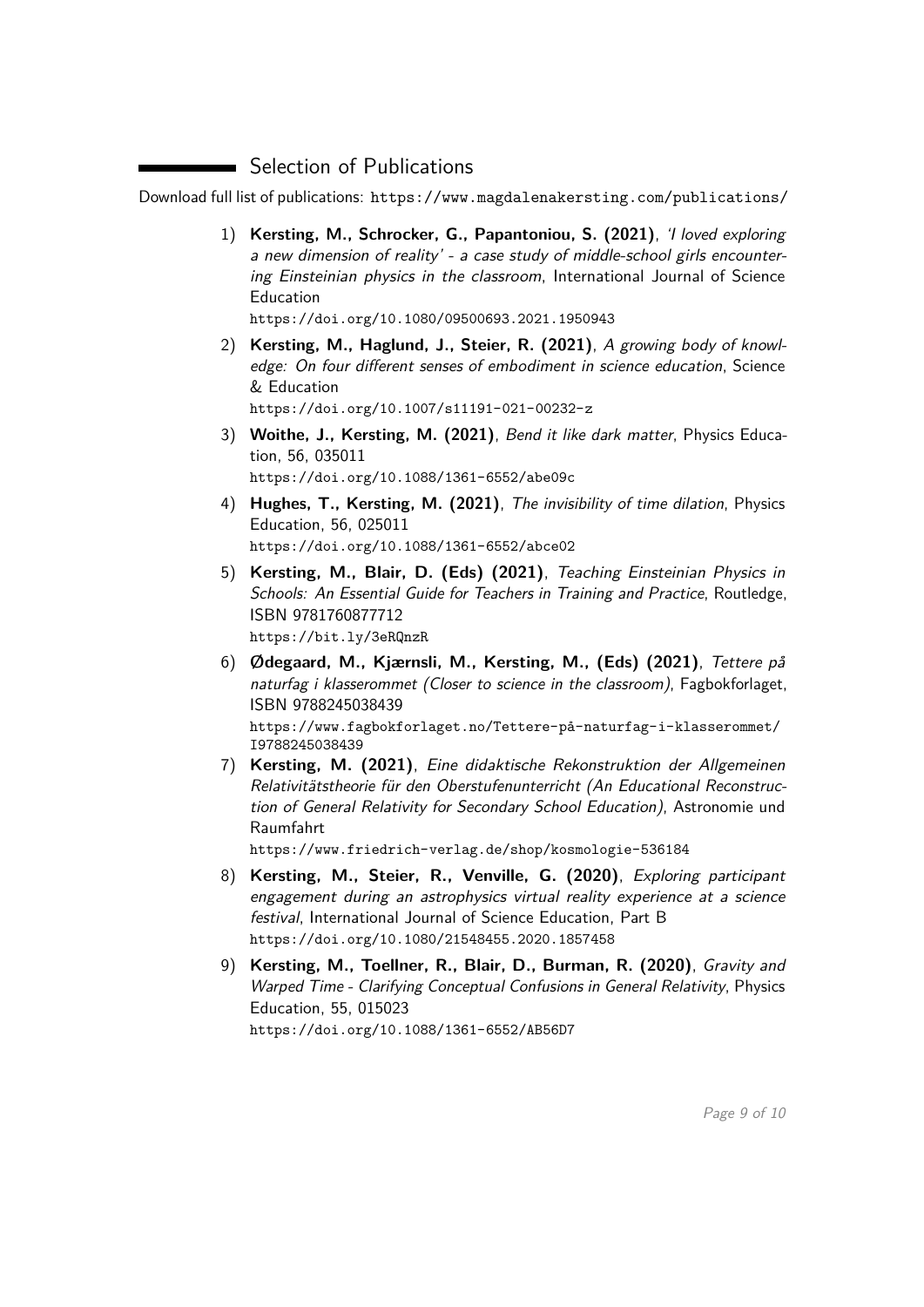## Selection of Publications

Download full list of publications: https://www.magdalenakersting.com/publications/

1) **Kersting, M., Schrocker, G., Papantoniou, S. (2021)**, *'I loved exploring a new dimension of reality' - a case study of middle-school girls encountering Einsteinian physics in the classroom*, International Journal of Science Education
https://doi.org/10.1080/09500693.2021.1950943

2) **Kersting, M., Haglund, J., Steier, R. (2021)**, *A growing body of knowledge: On four different senses of embodiment in science education*, Science & Education
https://doi.org/10.1007/s11191-021-00232-z

3) **Woithe, J., Kersting, M. (2021)**, *Bend it like dark matter*, Physics Education, 56, 035011
https://doi.org/10.1088/1361-6552/abe09c

4) **Hughes, T., Kersting, M. (2021)**, *The invisibility of time dilation*, Physics Education, 56, 025011
https://doi.org/10.1088/1361-6552/abce02

5) **Kersting, M., Blair, D. (Eds) (2021)**, *Teaching Einsteinian Physics in Schools: An Essential Guide for Teachers in Training and Practice*, Routledge, ISBN 9781760877712
https://bit.ly/3eRQnzR

6) **Ødegaard, M., Kjærnsli, M., Kersting, M., (Eds) (2021)**, *Tettere på naturfag i klasserommet (Closer to science in the classroom)*, Fagbokforlaget, ISBN 9788245038439
https://www.fagbokforlaget.no/Tettere-på-naturfag-i-klasserommet/I9788245038439

7) **Kersting, M. (2021)**, *Eine didaktische Rekonstruktion der Allgemeinen Relativitätstheorie für den Oberstufenunterricht (An Educational Reconstruction of General Relativity for Secondary School Education)*, Astronomie und Raumfahrt
https://www.friedrich-verlag.de/shop/kosmologie-536184

8) **Kersting, M., Steier, R., Venville, G. (2020)**, *Exploring participant engagement during an astrophysics virtual reality experience at a science festival*, International Journal of Science Education, Part B
https://doi.org/10.1080/21548455.2020.1857458

9) **Kersting, M., Toellner, R., Blair, D., Burman, R. (2020)**, *Gravity and Warped Time - Clarifying Conceptual Confusions in General Relativity*, Physics Education, 55, 015023
https://doi.org/10.1088/1361-6552/AB56D7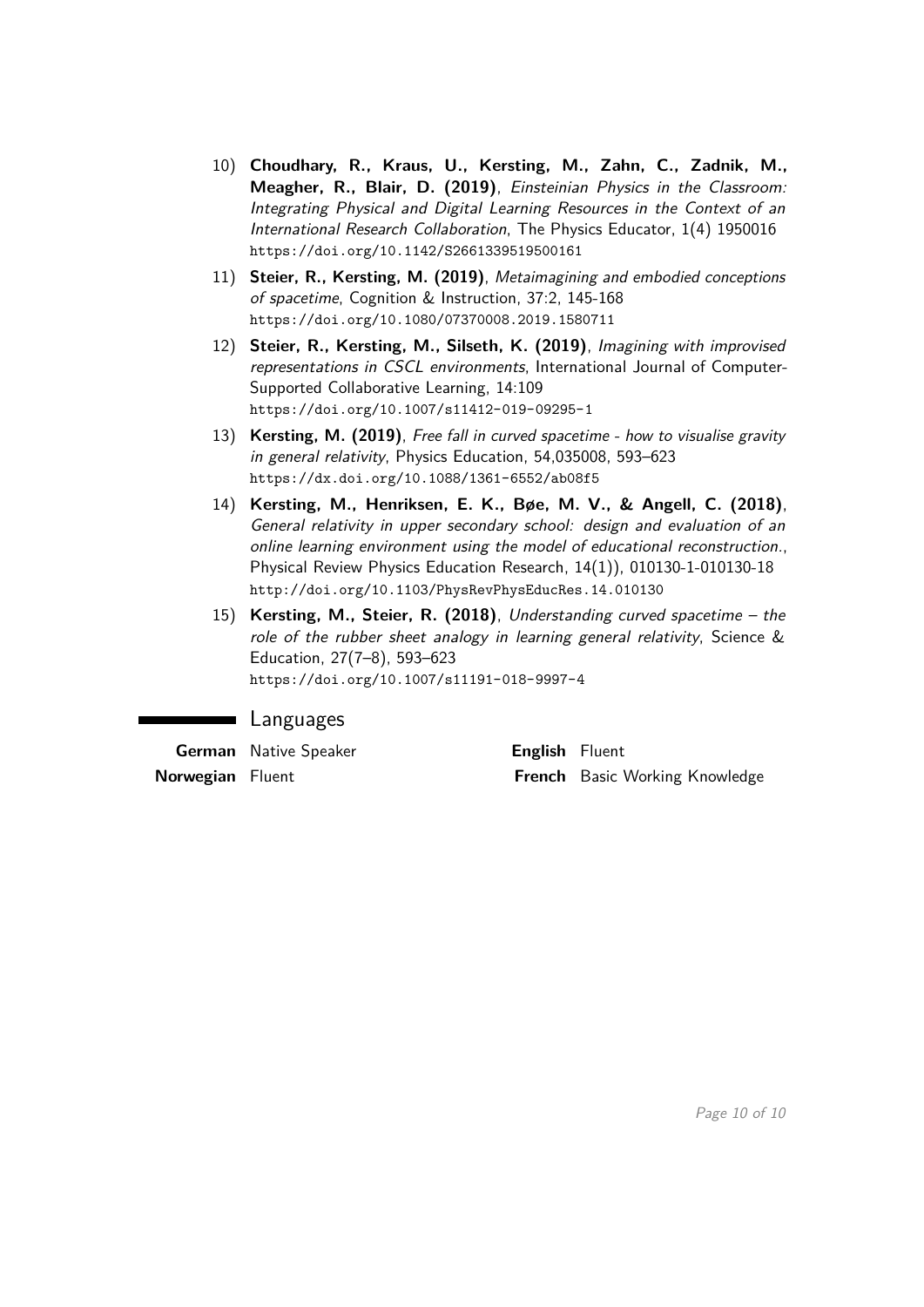10) **Choudhary, R., Kraus, U., Kersting, M., Zahn, C., Zadnik, M., Meagher, R., Blair, D. (2019)**, *Einsteinian Physics in the Classroom: Integrating Physical and Digital Learning Resources in the Context of an International Research Collaboration*, The Physics Educator, 1(4) 1950016
`https://doi.org/10.1142/S2661339519500161`

11) **Steier, R., Kersting, M. (2019)**, *Metaimagining and embodied conceptions of spacetime*, Cognition & Instruction, 37:2, 145-168
`https://doi.org/10.1080/07370008.2019.1580711`

12) **Steier, R., Kersting, M., Silseth, K. (2019)**, *Imagining with improvised representations in CSCL environments*, International Journal of Computer-Supported Collaborative Learning, 14:109
`https://doi.org/10.1007/s11412-019-09295-1`

13) **Kersting, M. (2019)**, *Free fall in curved spacetime - how to visualise gravity in general relativity*, Physics Education, 54,035008, 593–623
`https://dx.doi.org/10.1088/1361-6552/ab08f5`

14) **Kersting, M., Henriksen, E. K., Bøe, M. V., & Angell, C. (2018)**, *General relativity in upper secondary school: design and evaluation of an online learning environment using the model of educational reconstruction.*, Physical Review Physics Education Research, 14(1)), 010130-1-010130-18
`http://doi.org/10.1103/PhysRevPhysEducRes.14.010130`

15) **Kersting, M., Steier, R. (2018)**, *Understanding curved spacetime – the role of the rubber sheet analogy in learning general relativity*, Science & Education, 27(7–8), 593–623
`https://doi.org/10.1007/s11191-018-9997-4`

## Languages

**German** Native Speaker

**English** Fluent

**Norwegian** Fluent

**French** Basic Working Knowledge